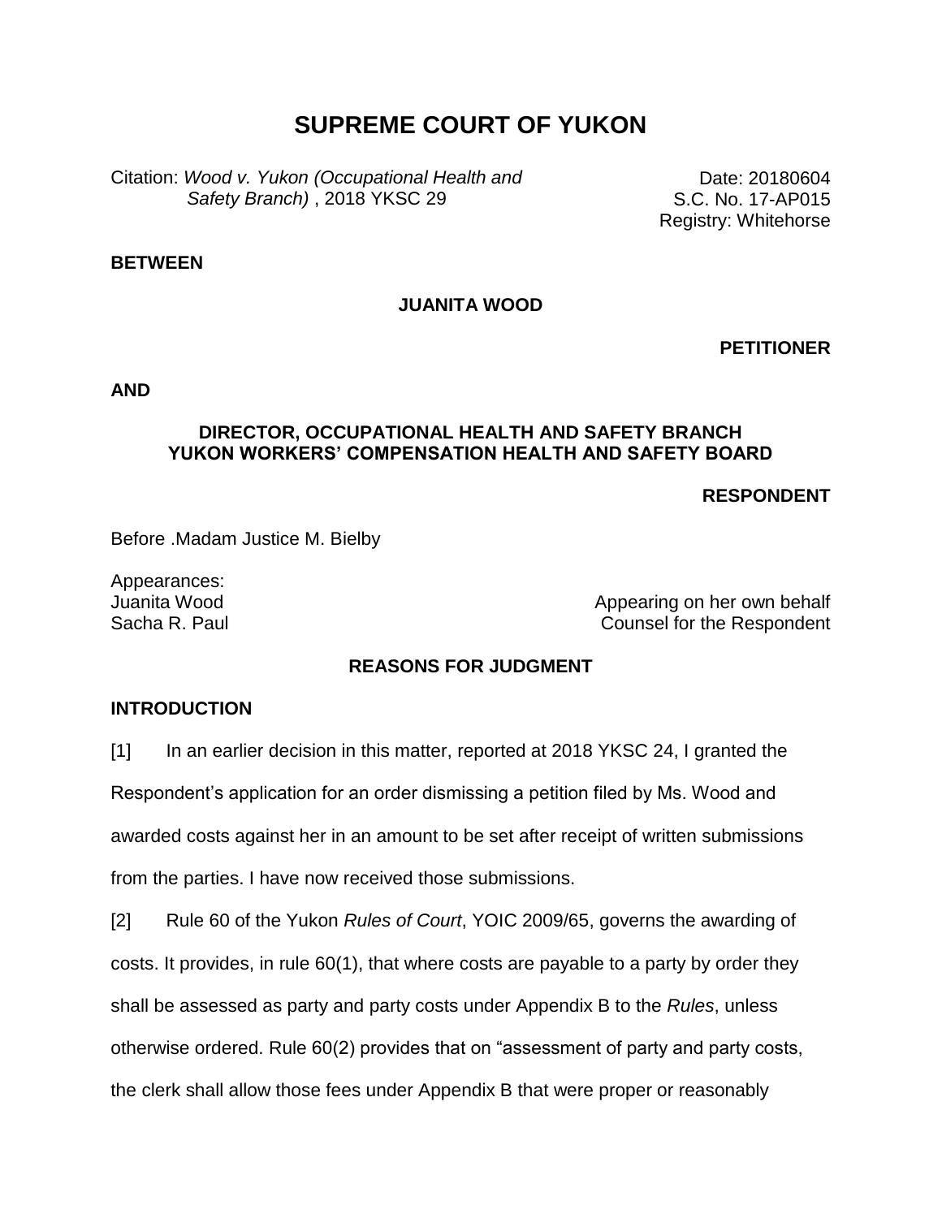# SUPREME COURT OF YUKON

Citation: *Wood v. Yukon (Occupational Health and Safety Branch)* , 2018 YKSC 29

Date: 20180604
S.C. No. 17-AP015
Registry: Whitehorse

**BETWEEN**

**JUANITA WOOD**

**PETITIONER**

**AND**

**DIRECTOR, OCCUPATIONAL HEALTH AND SAFETY BRANCH**
**YUKON WORKERS' COMPENSATION HEALTH AND SAFETY BOARD**

**RESPONDENT**

Before .Madam Justice M. Bielby

Appearances:
Juanita Wood — Appearing on her own behalf
Sacha R. Paul — Counsel for the Respondent

## REASONS FOR JUDGMENT

### INTRODUCTION

[1] In an earlier decision in this matter, reported at 2018 YKSC 24, I granted the Respondent's application for an order dismissing a petition filed by Ms. Wood and awarded costs against her in an amount to be set after receipt of written submissions from the parties. I have now received those submissions.

[2] Rule 60 of the Yukon *Rules of Court*, YOIC 2009/65, governs the awarding of costs. It provides, in rule 60(1), that where costs are payable to a party by order they shall be assessed as party and party costs under Appendix B to the *Rules*, unless otherwise ordered. Rule 60(2) provides that on "assessment of party and party costs, the clerk shall allow those fees under Appendix B that were proper or reasonably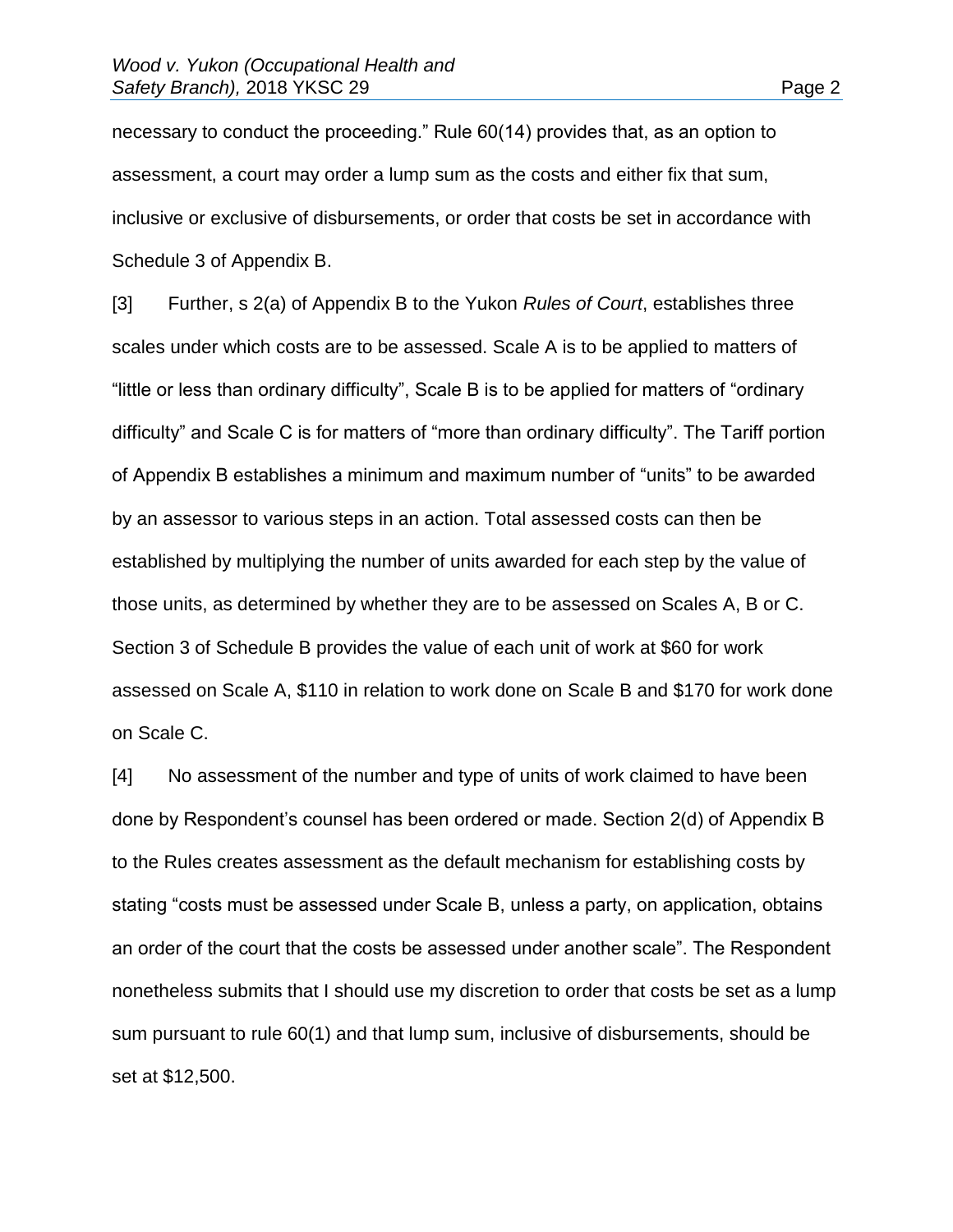necessary to conduct the proceeding." Rule 60(14) provides that, as an option to assessment, a court may order a lump sum as the costs and either fix that sum, inclusive or exclusive of disbursements, or order that costs be set in accordance with Schedule 3 of Appendix B.

[3] Further, s 2(a) of Appendix B to the Yukon *Rules of Court*, establishes three scales under which costs are to be assessed. Scale A is to be applied to matters of "little or less than ordinary difficulty", Scale B is to be applied for matters of "ordinary difficulty" and Scale C is for matters of "more than ordinary difficulty". The Tariff portion of Appendix B establishes a minimum and maximum number of "units" to be awarded by an assessor to various steps in an action. Total assessed costs can then be established by multiplying the number of units awarded for each step by the value of those units, as determined by whether they are to be assessed on Scales A, B or C. Section 3 of Schedule B provides the value of each unit of work at $60 for work assessed on Scale A, $110 in relation to work done on Scale B and $170 for work done on Scale C.

[4] No assessment of the number and type of units of work claimed to have been done by Respondent's counsel has been ordered or made. Section 2(d) of Appendix B to the Rules creates assessment as the default mechanism for establishing costs by stating "costs must be assessed under Scale B, unless a party, on application, obtains an order of the court that the costs be assessed under another scale". The Respondent nonetheless submits that I should use my discretion to order that costs be set as a lump sum pursuant to rule 60(1) and that lump sum, inclusive of disbursements, should be set at $12,500.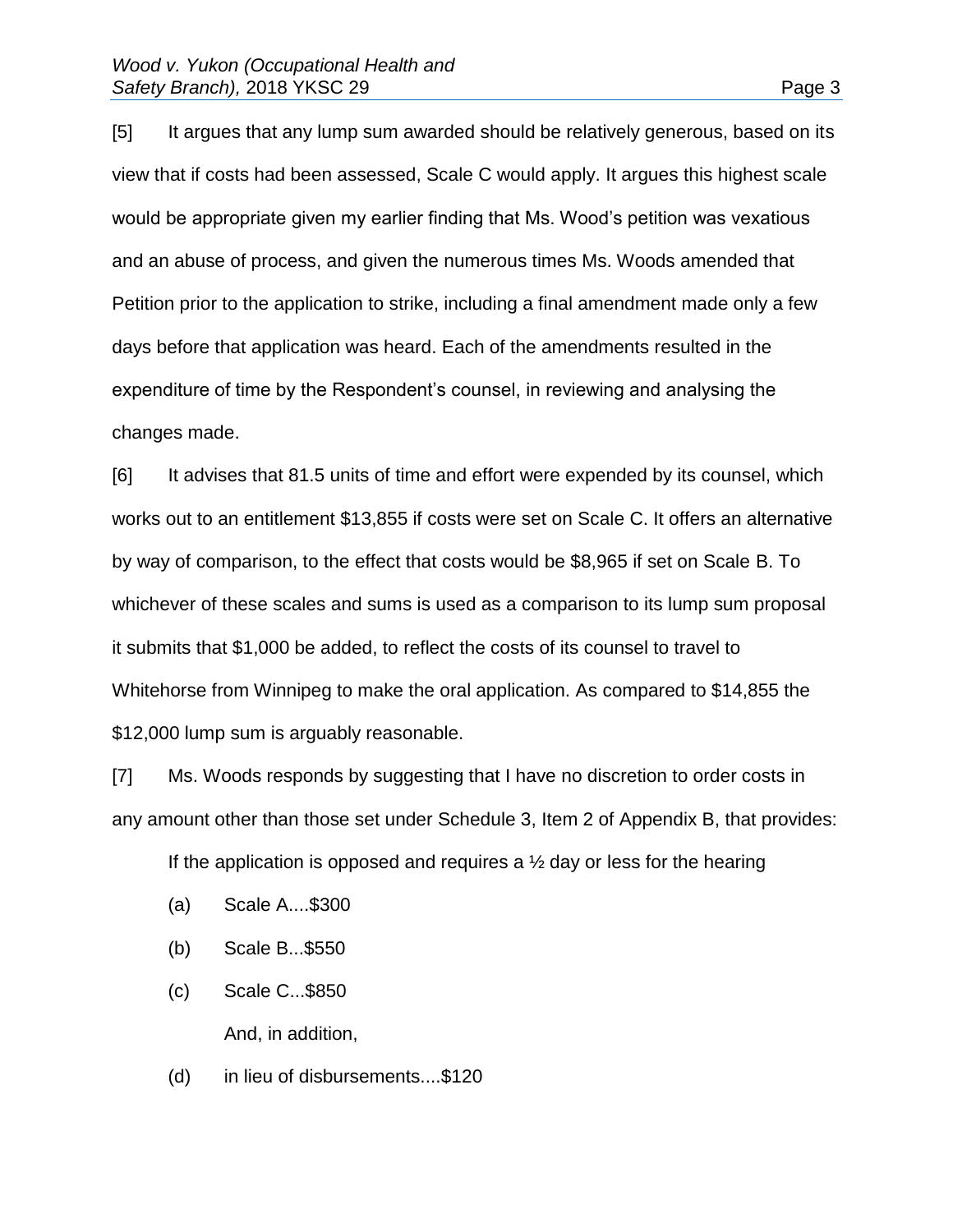[5] It argues that any lump sum awarded should be relatively generous, based on its view that if costs had been assessed, Scale C would apply. It argues this highest scale would be appropriate given my earlier finding that Ms. Wood's petition was vexatious and an abuse of process, and given the numerous times Ms. Woods amended that Petition prior to the application to strike, including a final amendment made only a few days before that application was heard. Each of the amendments resulted in the expenditure of time by the Respondent's counsel, in reviewing and analysing the changes made.

[6] It advises that 81.5 units of time and effort were expended by its counsel, which works out to an entitlement $13,855 if costs were set on Scale C. It offers an alternative by way of comparison, to the effect that costs would be $8,965 if set on Scale B. To whichever of these scales and sums is used as a comparison to its lump sum proposal it submits that $1,000 be added, to reflect the costs of its counsel to travel to Whitehorse from Winnipeg to make the oral application. As compared to $14,855 the $12,000 lump sum is arguably reasonable.

[7] Ms. Woods responds by suggesting that I have no discretion to order costs in any amount other than those set under Schedule 3, Item 2 of Appendix B, that provides:

> If the application is opposed and requires a ½ day or less for the hearing
>
> (a) Scale A....$300
>
> (b) Scale B...$550
>
> (c) Scale C...$850
>
> And, in addition,
>
> (d) in lieu of disbursements....$120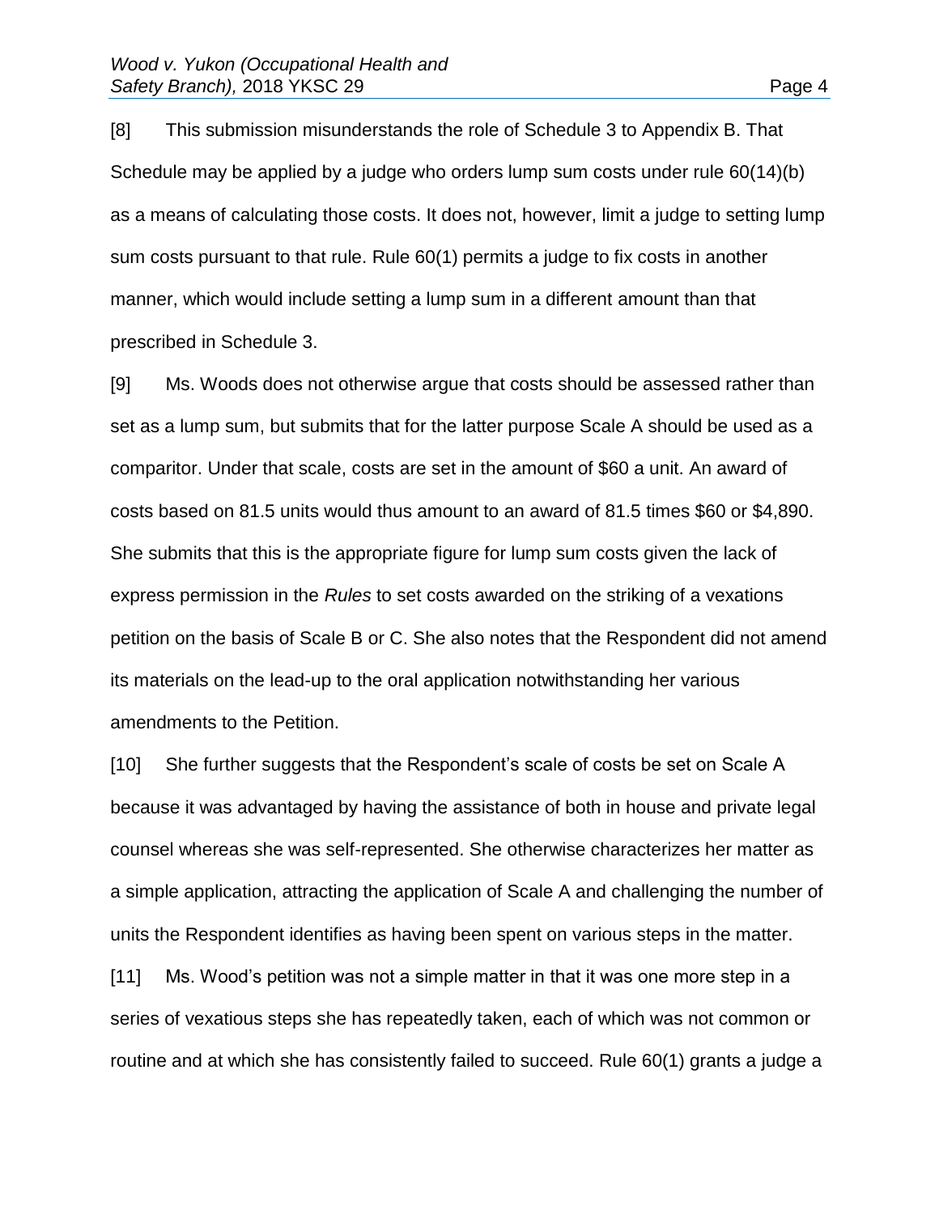[8] This submission misunderstands the role of Schedule 3 to Appendix B. That Schedule may be applied by a judge who orders lump sum costs under rule 60(14)(b) as a means of calculating those costs. It does not, however, limit a judge to setting lump sum costs pursuant to that rule. Rule 60(1) permits a judge to fix costs in another manner, which would include setting a lump sum in a different amount than that prescribed in Schedule 3.

[9] Ms. Woods does not otherwise argue that costs should be assessed rather than set as a lump sum, but submits that for the latter purpose Scale A should be used as a comparitor. Under that scale, costs are set in the amount of $60 a unit. An award of costs based on 81.5 units would thus amount to an award of 81.5 times $60 or $4,890. She submits that this is the appropriate figure for lump sum costs given the lack of express permission in the *Rules* to set costs awarded on the striking of a vexations petition on the basis of Scale B or C. She also notes that the Respondent did not amend its materials on the lead-up to the oral application notwithstanding her various amendments to the Petition.

[10] She further suggests that the Respondent's scale of costs be set on Scale A because it was advantaged by having the assistance of both in house and private legal counsel whereas she was self-represented. She otherwise characterizes her matter as a simple application, attracting the application of Scale A and challenging the number of units the Respondent identifies as having been spent on various steps in the matter.

[11] Ms. Wood's petition was not a simple matter in that it was one more step in a series of vexatious steps she has repeatedly taken, each of which was not common or routine and at which she has consistently failed to succeed. Rule 60(1) grants a judge a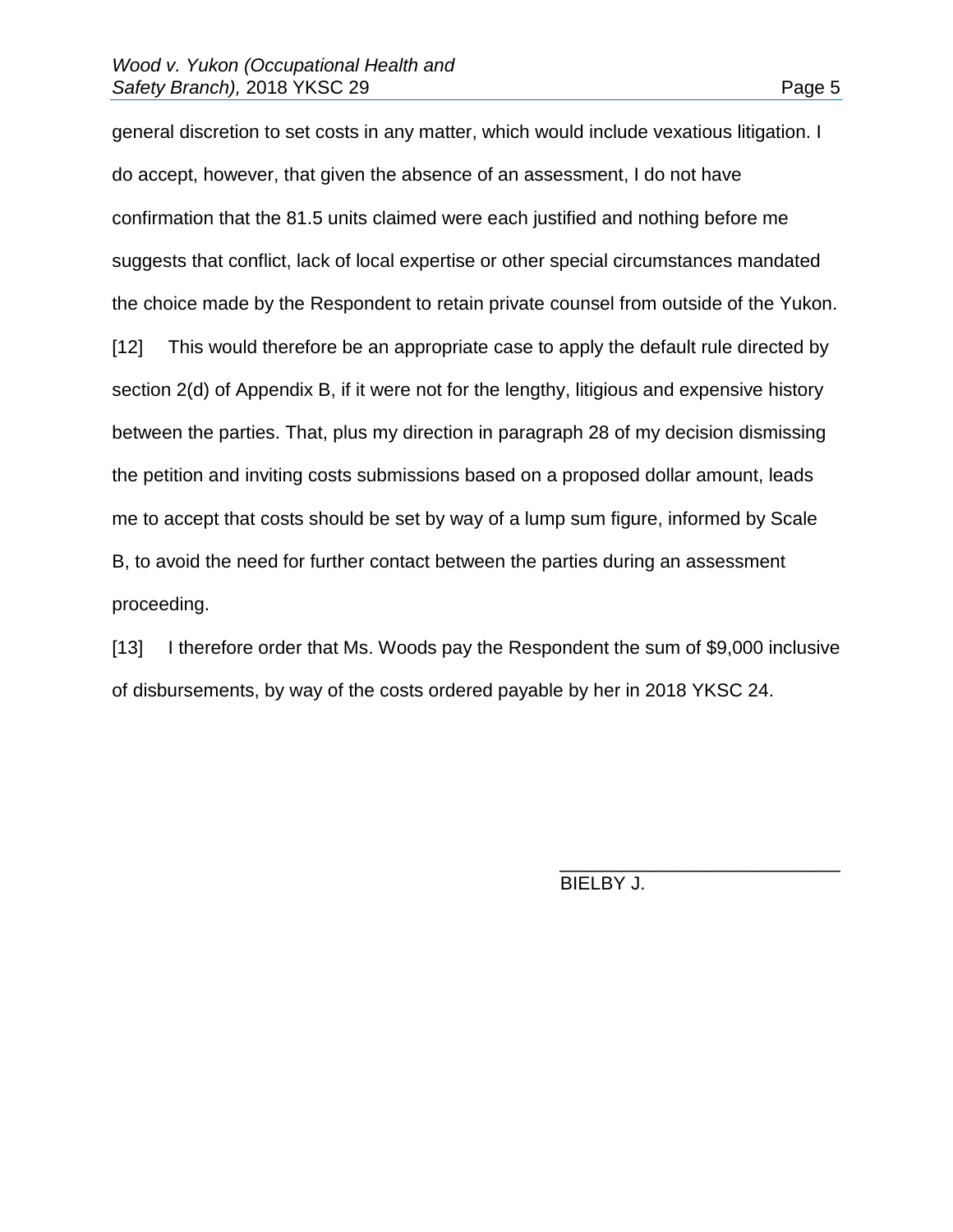general discretion to set costs in any matter, which would include vexatious litigation. I do accept, however, that given the absence of an assessment, I do not have confirmation that the 81.5 units claimed were each justified and nothing before me suggests that conflict, lack of local expertise or other special circumstances mandated the choice made by the Respondent to retain private counsel from outside of the Yukon.

[12] This would therefore be an appropriate case to apply the default rule directed by section 2(d) of Appendix B, if it were not for the lengthy, litigious and expensive history between the parties. That, plus my direction in paragraph 28 of my decision dismissing the petition and inviting costs submissions based on a proposed dollar amount, leads me to accept that costs should be set by way of a lump sum figure, informed by Scale B, to avoid the need for further contact between the parties during an assessment proceeding.

[13] I therefore order that Ms. Woods pay the Respondent the sum of $9,000 inclusive of disbursements, by way of the costs ordered payable by her in 2018 YKSC 24.

\_\_\_\_\_\_\_\_\_\_\_\_\_\_\_\_\_\_\_\_\_\_\_\_\_\_\_\_

BIELBY J.